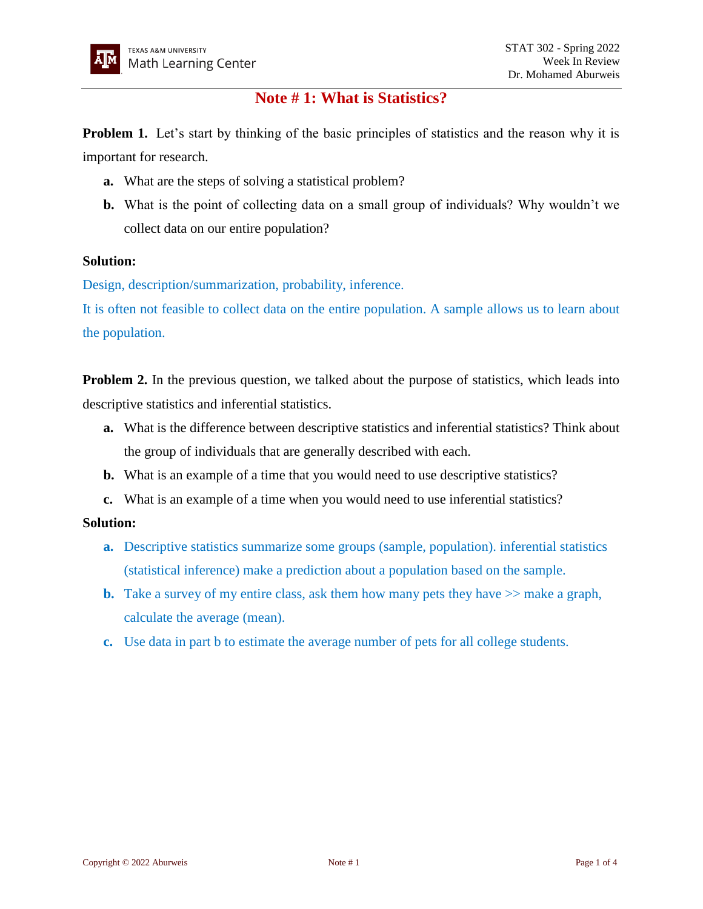# Note # 1: What is Statistics?

**Problem 1.** Let's start by thinking of the basic principles of statistics and the reason why it is important for research.

**a.** What are the steps of solving a statistical problem?

**b.** What is the point of collecting data on a small group of individuals? Why wouldn't we collect data on our entire population?

**Solution:**

Design, description/summarization, probability, inference.

It is often not feasible to collect data on the entire population. A sample allows us to learn about the population.

**Problem 2.** In the previous question, we talked about the purpose of statistics, which leads into descriptive statistics and inferential statistics.

**a.** What is the difference between descriptive statistics and inferential statistics? Think about the group of individuals that are generally described with each.

**b.** What is an example of a time that you would need to use descriptive statistics?

**c.** What is an example of a time when you would need to use inferential statistics?

**Solution:**

**a.** Descriptive statistics summarize some groups (sample, population). inferential statistics (statistical inference) make a prediction about a population based on the sample.

**b.** Take a survey of my entire class, ask them how many pets they have >> make a graph, calculate the average (mean).

**c.** Use data in part b to estimate the average number of pets for all college students.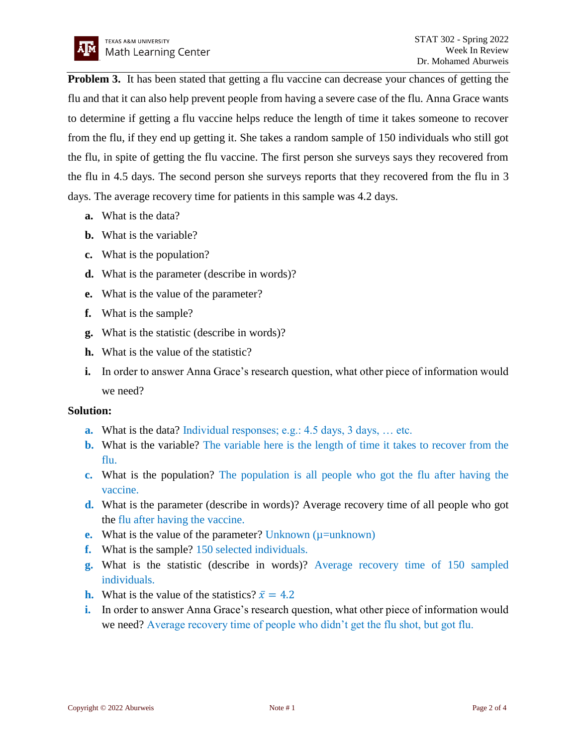**Problem 3.** It has been stated that getting a flu vaccine can decrease your chances of getting the flu and that it can also help prevent people from having a severe case of the flu. Anna Grace wants to determine if getting a flu vaccine helps reduce the length of time it takes someone to recover from the flu, if they end up getting it. She takes a random sample of 150 individuals who still got the flu, in spite of getting the flu vaccine. The first person she surveys says they recovered from the flu in 4.5 days. The second person she surveys reports that they recovered from the flu in 3 days. The average recovery time for patients in this sample was 4.2 days.

**a.** What is the data?

**b.** What is the variable?

**c.** What is the population?

**d.** What is the parameter (describe in words)?

**e.** What is the value of the parameter?

**f.** What is the sample?

**g.** What is the statistic (describe in words)?

**h.** What is the value of the statistic?

**i.** In order to answer Anna Grace's research question, what other piece of information would we need?

**Solution:**

**a.** What is the data? Individual responses; e.g.: 4.5 days, 3 days, … etc.

**b.** What is the variable? The variable here is the length of time it takes to recover from the flu.

**c.** What is the population? The population is all people who got the flu after having the vaccine.

**d.** What is the parameter (describe in words)? Average recovery time of all people who got the flu after having the vaccine.

**e.** What is the value of the parameter? Unknown ($\mu$=unknown)

**f.** What is the sample? 150 selected individuals.

**g.** What is the statistic (describe in words)? Average recovery time of 150 sampled individuals.

**h.** What is the value of the statistics? $\bar{x} = 4.2$

**i.** In order to answer Anna Grace's research question, what other piece of information would we need? Average recovery time of people who didn't get the flu shot, but got flu.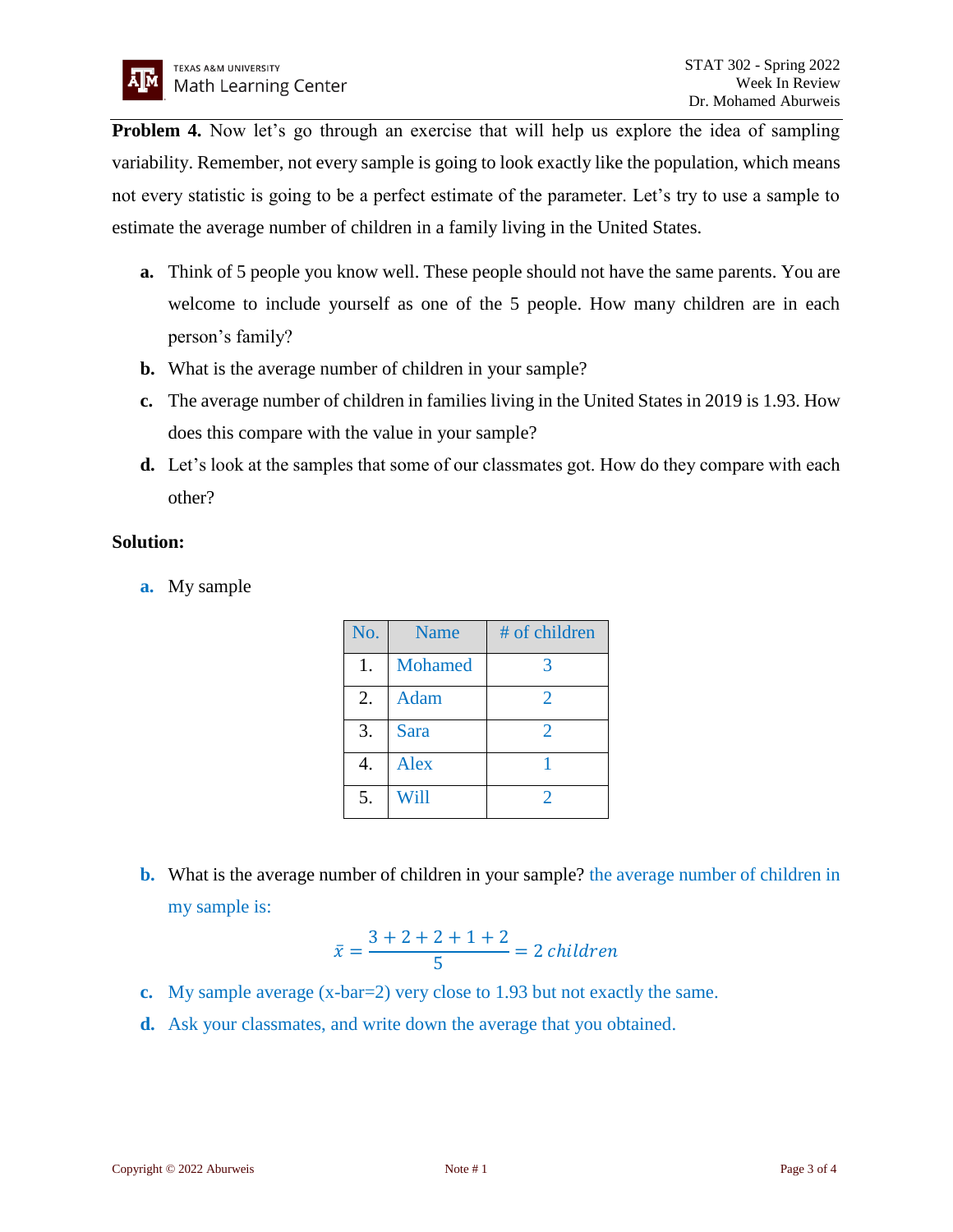**Problem 4.** Now let's go through an exercise that will help us explore the idea of sampling variability. Remember, not every sample is going to look exactly like the population, which means not every statistic is going to be a perfect estimate of the parameter. Let's try to use a sample to estimate the average number of children in a family living in the United States.

**a.** Think of 5 people you know well. These people should not have the same parents. You are welcome to include yourself as one of the 5 people. How many children are in each person's family?

**b.** What is the average number of children in your sample?

**c.** The average number of children in families living in the United States in 2019 is 1.93. How does this compare with the value in your sample?

**d.** Let's look at the samples that some of our classmates got. How do they compare with each other?

**Solution:**

**a.** My sample

| No. | Name | # of children |
|---|---|---|
| 1. | Mohamed | 3 |
| 2. | Adam | 2 |
| 3. | Sara | 2 |
| 4. | Alex | 1 |
| 5. | Will | 2 |

**b.** What is the average number of children in your sample? the average number of children in my sample is:

$$\bar{x} = \frac{3+2+2+1+2}{5} = 2\ children$$

**c.** My sample average (x-bar=2) very close to 1.93 but not exactly the same.

**d.** Ask your classmates, and write down the average that you obtained.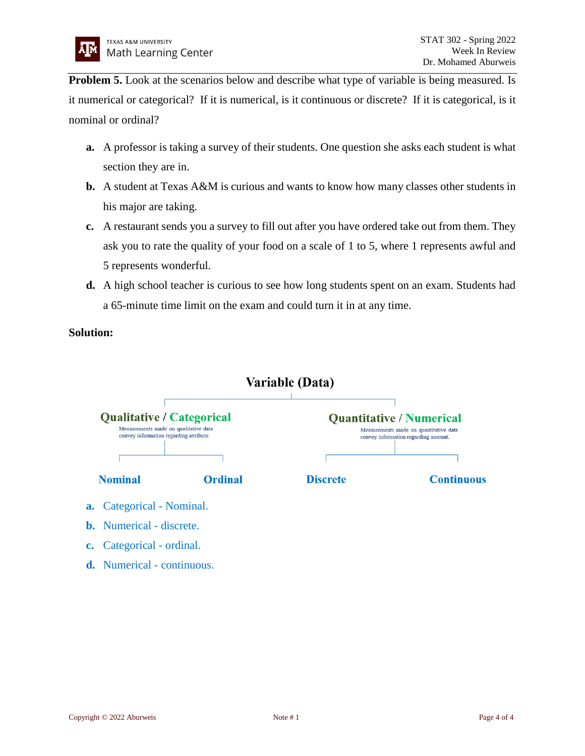**Problem 5.** Look at the scenarios below and describe what type of variable is being measured. Is it numerical or categorical? If it is numerical, is it continuous or discrete? If it is categorical, is it nominal or ordinal?

- **a.** A professor is taking a survey of their students. One question she asks each student is what section they are in.
- **b.** A student at Texas A&M is curious and wants to know how many classes other students in his major are taking.
- **c.** A restaurant sends you a survey to fill out after you have ordered take out from them. They ask you to rate the quality of your food on a scale of 1 to 5, where 1 represents awful and 5 represents wonderful.
- **d.** A high school teacher is curious to see how long students spent on an exam. Students had a 65-minute time limit on the exam and could turn it in at any time.

**Solution:**

Variable (Data)

Qualitative / Categorical

Measurements made on qualitative data convey information regarding attribute.

Quantitative / Numerical

Measurements made on quantitative data convey information regarding amount.

Nominal

Ordinal

Discrete

Continuous

- **a.** Categorical - Nominal.
- **b.** Numerical - discrete.
- **c.** Categorical - ordinal.
- **d.** Numerical - continuous.